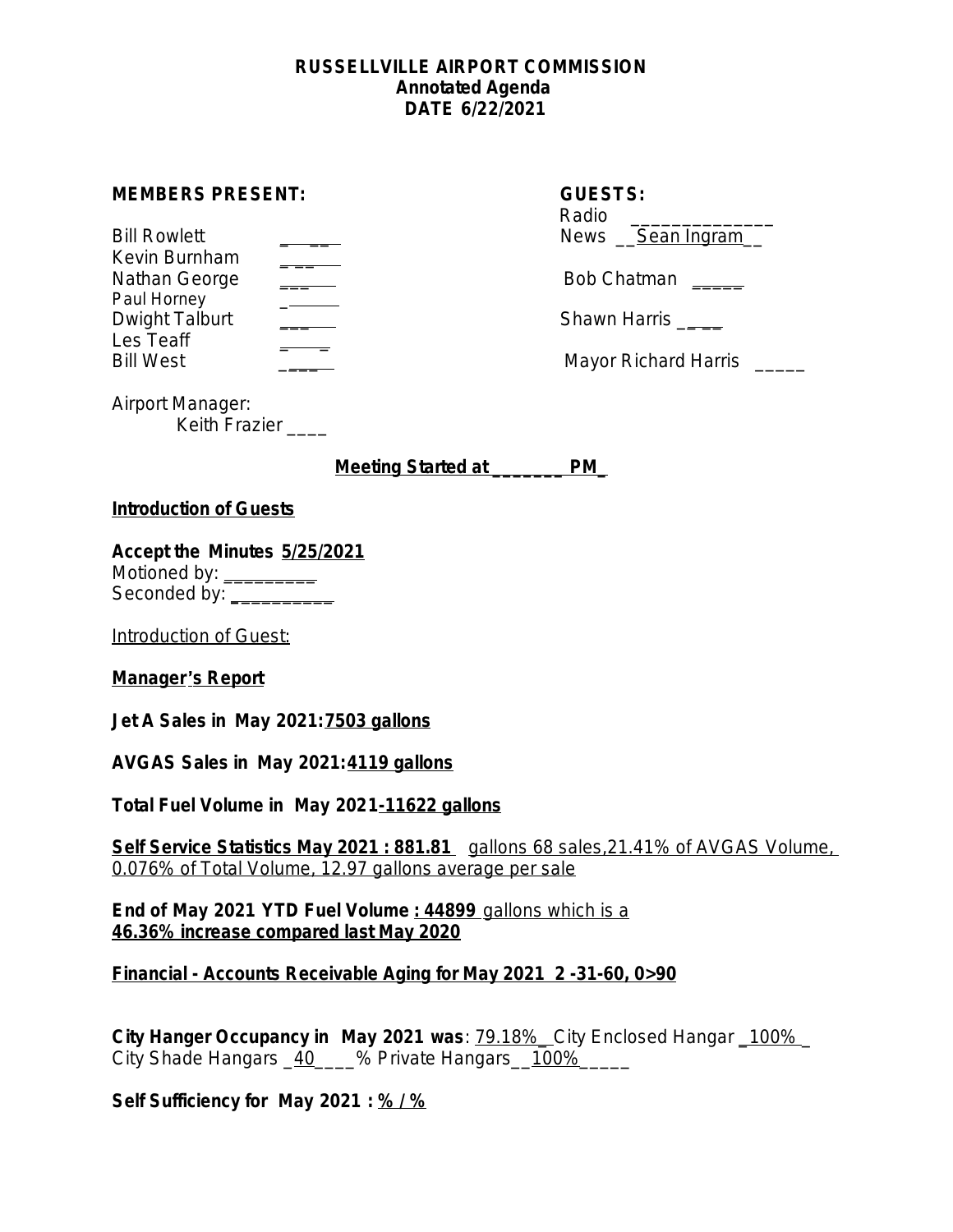# RUSSELLVILLE AIRPORT COMMISSION
## Annotated Agenda
## DATE 6/22/2021

**MEMBERS PRESENT:**

Bill Rowlett ______
Kevin Burnham ______
Nathan George ______
Paul Horney ______
Dwight Talburt ______
Les Teaff ______
Bill West ______

**GUESTS:**

Radio ______________
News __Sean Ingram__
Bob Chatman _____
Shawn Harris _____
Mayor Richard Harris _____

Airport Manager:
Keith Frazier ____

**Meeting Started at _______ PM_**

**Introduction of Guests**

**Accept the Minutes 5/25/2021**
Motioned by: _________
Seconded by: __________

Introduction of Guest:

**Manager's Report**

**Jet A Sales in May 2021:7503 gallons**

**AVGAS Sales in May 2021:4119 gallons**

**Total Fuel Volume in May 2021-11622 gallons**

**Self Service Statistics May 2021 : 881.81** gallons 68 sales,21.41% of AVGAS Volume, 0.076% of Total Volume, 12.97 gallons average per sale

**End of May 2021 YTD Fuel Volume : 44899** gallons which is a **46.36% increase compared last May 2020**

**Financial - Accounts Receivable Aging for May 2021 2 -31-60, 0>90**

**City Hanger Occupancy in May 2021 was**: 79.18%_ City Enclosed Hangar _100%_ City Shade Hangars _40____% Private Hangars__100%_____

**Self Sufficiency for May 2021 : % / %**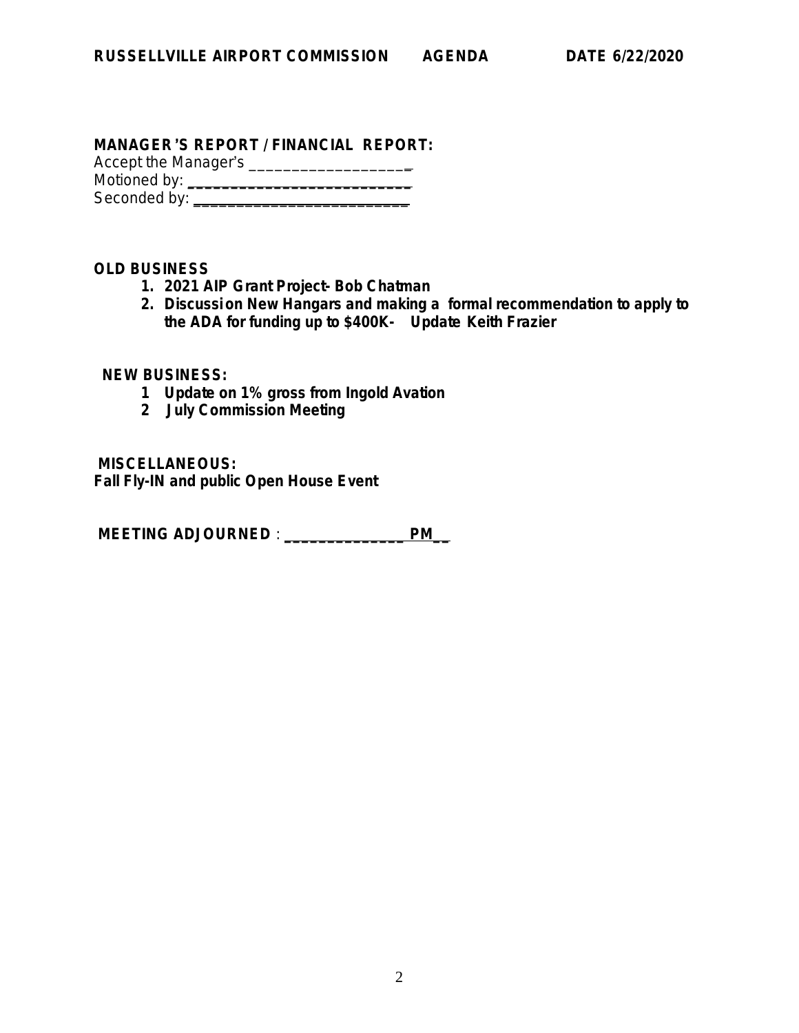**RUSSELLVILLE AIRPORT COMMISSION AGENDA DATE 6/22/2020**

**MANAGER'S REPORT / FINANCIAL REPORT:**

Accept the Manager's ___________________

Motioned by: ___________________________

Seconded by: __________________________

**OLD BUSINESS**

1. **2021 AIP Grant Project- Bob Chatman**
2. **Discussion New Hangars and making a formal recommendation to apply to the ADA for funding up to $400K- Update Keith Frazier**

**NEW BUSINESS:**

1 **Update on 1% gross from Ingold Avation**

2 **July Commission Meeting**

**MISCELLANEOUS:**

**Fall Fly-IN and public Open House Event**

**MEETING ADJOURNED** : ______________PM__